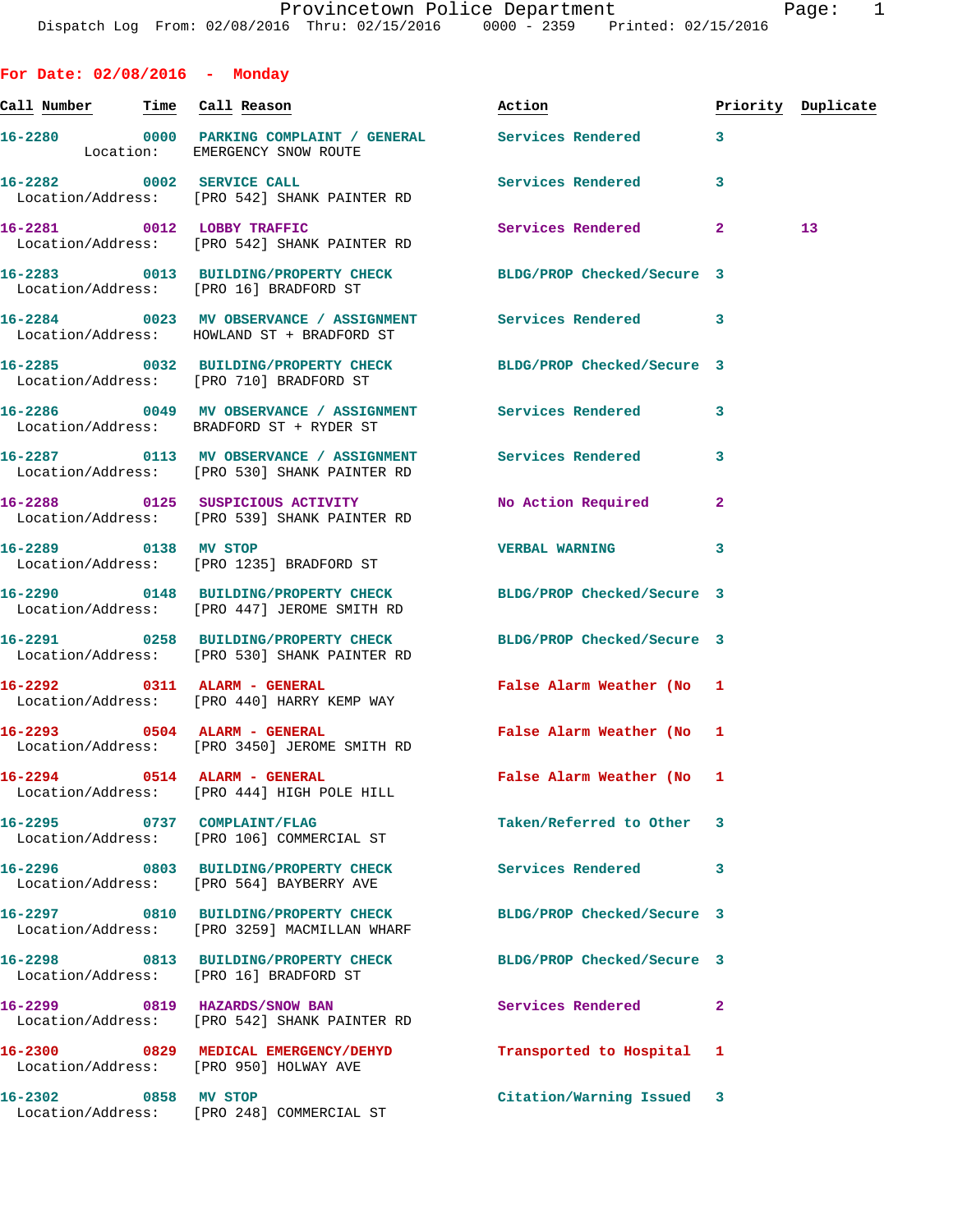Dispatch Log From: 02/08/2016 Thru: 02/15/2016 0000 - 2359 Printed: 02/15/2016

## For Date: 02/08/2016 - Monday

| Call Number | Time | Call Reason | Action | Priority | Duplicate |
|---|---|---|---|---|---|
| 16-2280 | 0000 | PARKING COMPLAINT / GENERAL | Services Rendered | 3 | |
| Location: EMERGENCY SNOW ROUTE | | | | | |
| 16-2282 | 0002 | SERVICE CALL | Services Rendered | 3 | |
| Location/Address: [PRO 542] SHANK PAINTER RD | | | | | |
| 16-2281 | 0012 | LOBBY TRAFFIC | Services Rendered | 2 | 13 |
| Location/Address: [PRO 542] SHANK PAINTER RD | | | | | |
| 16-2283 | 0013 | BUILDING/PROPERTY CHECK | BLDG/PROP Checked/Secure | 3 | |
| Location/Address: [PRO 16] BRADFORD ST | | | | | |
| 16-2284 | 0023 | MV OBSERVANCE / ASSIGNMENT | Services Rendered | 3 | |
| Location/Address: HOWLAND ST + BRADFORD ST | | | | | |
| 16-2285 | 0032 | BUILDING/PROPERTY CHECK | BLDG/PROP Checked/Secure | 3 | |
| Location/Address: [PRO 710] BRADFORD ST | | | | | |
| 16-2286 | 0049 | MV OBSERVANCE / ASSIGNMENT | Services Rendered | 3 | |
| Location/Address: BRADFORD ST + RYDER ST | | | | | |
| 16-2287 | 0113 | MV OBSERVANCE / ASSIGNMENT | Services Rendered | 3 | |
| Location/Address: [PRO 530] SHANK PAINTER RD | | | | | |
| 16-2288 | 0125 | SUSPICIOUS ACTIVITY | No Action Required | 2 | |
| Location/Address: [PRO 539] SHANK PAINTER RD | | | | | |
| 16-2289 | 0138 | MV STOP | VERBAL WARNING | 3 | |
| Location/Address: [PRO 1235] BRADFORD ST | | | | | |
| 16-2290 | 0148 | BUILDING/PROPERTY CHECK | BLDG/PROP Checked/Secure | 3 | |
| Location/Address: [PRO 447] JEROME SMITH RD | | | | | |
| 16-2291 | 0258 | BUILDING/PROPERTY CHECK | BLDG/PROP Checked/Secure | 3 | |
| Location/Address: [PRO 530] SHANK PAINTER RD | | | | | |
| 16-2292 | 0311 | ALARM - GENERAL | False Alarm Weather (No | 1 | |
| Location/Address: [PRO 440] HARRY KEMP WAY | | | | | |
| 16-2293 | 0504 | ALARM - GENERAL | False Alarm Weather (No | 1 | |
| Location/Address: [PRO 3450] JEROME SMITH RD | | | | | |
| 16-2294 | 0514 | ALARM - GENERAL | False Alarm Weather (No | 1 | |
| Location/Address: [PRO 444] HIGH POLE HILL | | | | | |
| 16-2295 | 0737 | COMPLAINT/FLAG | Taken/Referred to Other | 3 | |
| Location/Address: [PRO 106] COMMERCIAL ST | | | | | |
| 16-2296 | 0803 | BUILDING/PROPERTY CHECK | Services Rendered | 3 | |
| Location/Address: [PRO 564] BAYBERRY AVE | | | | | |
| 16-2297 | 0810 | BUILDING/PROPERTY CHECK | BLDG/PROP Checked/Secure | 3 | |
| Location/Address: [PRO 3259] MACMILLAN WHARF | | | | | |
| 16-2298 | 0813 | BUILDING/PROPERTY CHECK | BLDG/PROP Checked/Secure | 3 | |
| Location/Address: [PRO 16] BRADFORD ST | | | | | |
| 16-2299 | 0819 | HAZARDS/SNOW BAN | Services Rendered | 2 | |
| Location/Address: [PRO 542] SHANK PAINTER RD | | | | | |
| 16-2300 | 0829 | MEDICAL EMERGENCY/DEHYD | Transported to Hospital | 1 | |
| Location/Address: [PRO 950] HOLWAY AVE | | | | | |
| 16-2302 | 0858 | MV STOP | Citation/Warning Issued | 3 | |
| Location/Address: [PRO 248] COMMERCIAL ST | | | | | |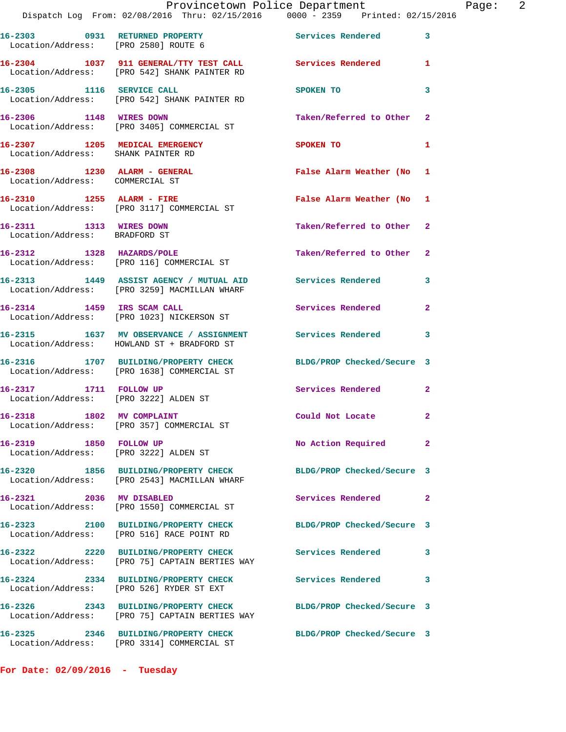16-2303 0931 RETURNED PROPERTY Services Rendered 3
Location/Address: [PRO 2580] ROUTE 6

16-2304 1037 911 GENERAL/TTY TEST CALL Services Rendered 1
Location/Address: [PRO 542] SHANK PAINTER RD

16-2305 1116 SERVICE CALL SPOKEN TO 3
Location/Address: [PRO 542] SHANK PAINTER RD

16-2306 1148 WIRES DOWN Taken/Referred to Other 2
Location/Address: [PRO 3405] COMMERCIAL ST

16-2307 1205 MEDICAL EMERGENCY SPOKEN TO 1
Location/Address: SHANK PAINTER RD

16-2308 1230 ALARM - GENERAL False Alarm Weather (No 1
Location/Address: COMMERCIAL ST

16-2310 1255 ALARM - FIRE False Alarm Weather (No 1
Location/Address: [PRO 3117] COMMERCIAL ST

16-2311 1313 WIRES DOWN Taken/Referred to Other 2
Location/Address: BRADFORD ST

16-2312 1328 HAZARDS/POLE Taken/Referred to Other 2
Location/Address: [PRO 116] COMMERCIAL ST

16-2313 1449 ASSIST AGENCY / MUTUAL AID Services Rendered 3
Location/Address: [PRO 3259] MACMILLAN WHARF

16-2314 1459 IRS SCAM CALL Services Rendered 2
Location/Address: [PRO 1023] NICKERSON ST

16-2315 1637 MV OBSERVANCE / ASSIGNMENT Services Rendered 3
Location/Address: HOWLAND ST + BRADFORD ST

16-2316 1707 BUILDING/PROPERTY CHECK BLDG/PROP Checked/Secure 3
Location/Address: [PRO 1638] COMMERCIAL ST

16-2317 1711 FOLLOW UP Services Rendered 2
Location/Address: [PRO 3222] ALDEN ST

16-2318 1802 MV COMPLAINT Could Not Locate 2
Location/Address: [PRO 357] COMMERCIAL ST

16-2319 1850 FOLLOW UP No Action Required 2
Location/Address: [PRO 3222] ALDEN ST

16-2320 1856 BUILDING/PROPERTY CHECK BLDG/PROP Checked/Secure 3
Location/Address: [PRO 2543] MACMILLAN WHARF

16-2321 2036 MV DISABLED Services Rendered 2
Location/Address: [PRO 1550] COMMERCIAL ST

16-2323 2100 BUILDING/PROPERTY CHECK BLDG/PROP Checked/Secure 3
Location/Address: [PRO 516] RACE POINT RD

16-2322 2220 BUILDING/PROPERTY CHECK Services Rendered 3
Location/Address: [PRO 75] CAPTAIN BERTIES WAY

16-2324 2334 BUILDING/PROPERTY CHECK Services Rendered 3
Location/Address: [PRO 526] RYDER ST EXT

16-2326 2343 BUILDING/PROPERTY CHECK BLDG/PROP Checked/Secure 3
Location/Address: [PRO 75] CAPTAIN BERTIES WAY

16-2325 2346 BUILDING/PROPERTY CHECK BLDG/PROP Checked/Secure 3
Location/Address: [PRO 3314] COMMERCIAL ST

**For Date: 02/09/2016 - Tuesday**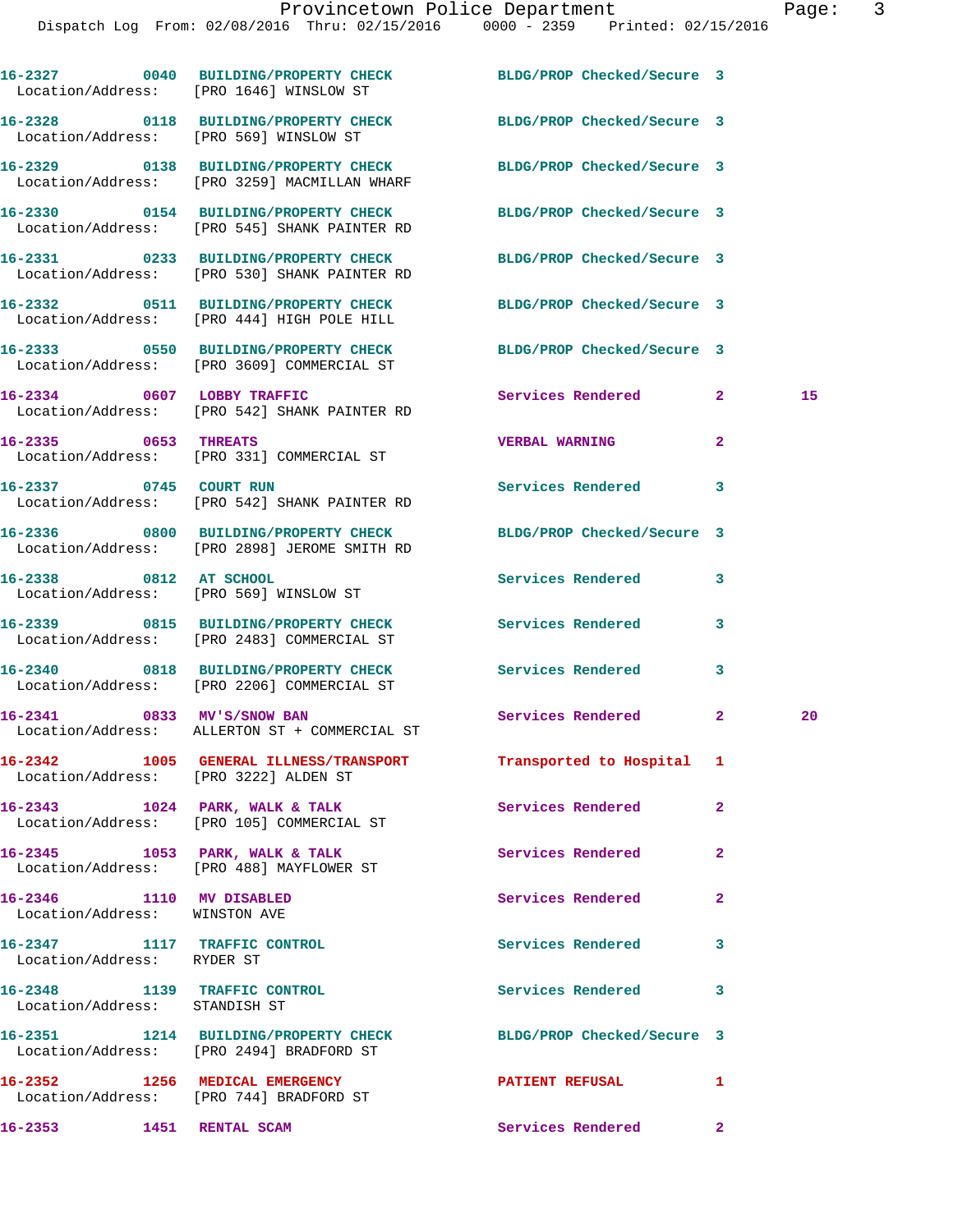16-2327 0040 BUILDING/PROPERTY CHECK BLDG/PROP Checked/Secure 3
Location/Address: [PRO 1646] WINSLOW ST

16-2328 0118 BUILDING/PROPERTY CHECK BLDG/PROP Checked/Secure 3
Location/Address: [PRO 569] WINSLOW ST

16-2329 0138 BUILDING/PROPERTY CHECK BLDG/PROP Checked/Secure 3
Location/Address: [PRO 3259] MACMILLAN WHARF

16-2330 0154 BUILDING/PROPERTY CHECK BLDG/PROP Checked/Secure 3
Location/Address: [PRO 545] SHANK PAINTER RD

16-2331 0233 BUILDING/PROPERTY CHECK BLDG/PROP Checked/Secure 3
Location/Address: [PRO 530] SHANK PAINTER RD

16-2332 0511 BUILDING/PROPERTY CHECK BLDG/PROP Checked/Secure 3
Location/Address: [PRO 444] HIGH POLE HILL

16-2333 0550 BUILDING/PROPERTY CHECK BLDG/PROP Checked/Secure 3
Location/Address: [PRO 3609] COMMERCIAL ST

16-2334 0607 LOBBY TRAFFIC Services Rendered 2 15
Location/Address: [PRO 542] SHANK PAINTER RD

16-2335 0653 THREATS VERBAL WARNING 2
Location/Address: [PRO 331] COMMERCIAL ST

16-2337 0745 COURT RUN Services Rendered 3
Location/Address: [PRO 542] SHANK PAINTER RD

16-2336 0800 BUILDING/PROPERTY CHECK BLDG/PROP Checked/Secure 3
Location/Address: [PRO 2898] JEROME SMITH RD

16-2338 0812 AT SCHOOL Services Rendered 3
Location/Address: [PRO 569] WINSLOW ST

16-2339 0815 BUILDING/PROPERTY CHECK Services Rendered 3
Location/Address: [PRO 2483] COMMERCIAL ST

16-2340 0818 BUILDING/PROPERTY CHECK Services Rendered 3
Location/Address: [PRO 2206] COMMERCIAL ST

16-2341 0833 MV'S/SNOW BAN Services Rendered 2 20
Location/Address: ALLERTON ST + COMMERCIAL ST

16-2342 1005 GENERAL ILLNESS/TRANSPORT Transported to Hospital 1
Location/Address: [PRO 3222] ALDEN ST

16-2343 1024 PARK, WALK & TALK Services Rendered 2
Location/Address: [PRO 105] COMMERCIAL ST

16-2345 1053 PARK, WALK & TALK Services Rendered 2
Location/Address: [PRO 488] MAYFLOWER ST

16-2346 1110 MV DISABLED Services Rendered 2
Location/Address: WINSTON AVE

16-2347 1117 TRAFFIC CONTROL Services Rendered 3
Location/Address: RYDER ST

16-2348 1139 TRAFFIC CONTROL Services Rendered 3
Location/Address: STANDISH ST

16-2351 1214 BUILDING/PROPERTY CHECK BLDG/PROP Checked/Secure 3
Location/Address: [PRO 2494] BRADFORD ST

16-2352 1256 MEDICAL EMERGENCY PATIENT REFUSAL 1
Location/Address: [PRO 744] BRADFORD ST

16-2353 1451 RENTAL SCAM Services Rendered 2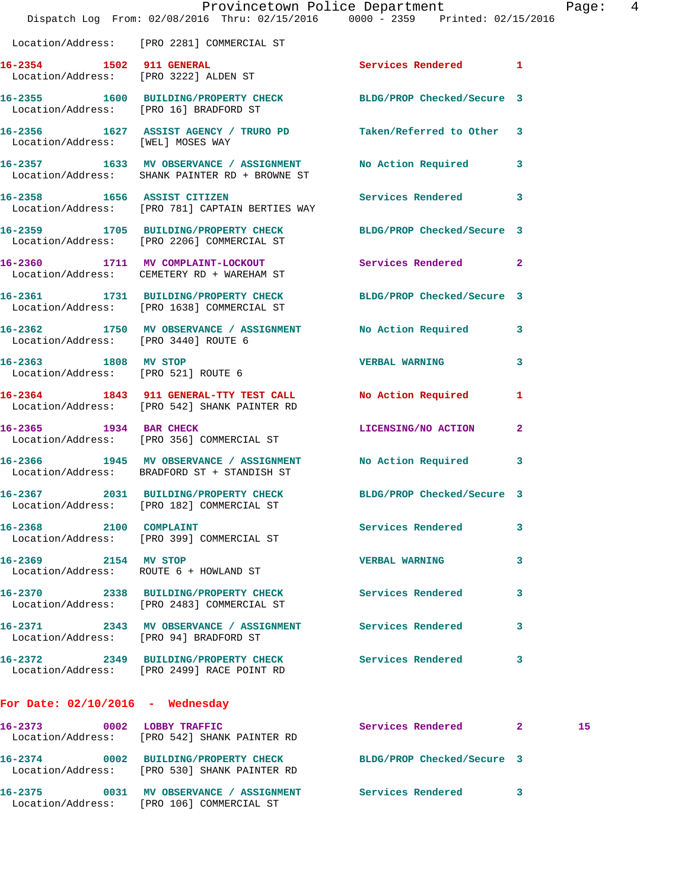Location/Address: [PRO 2281] COMMERCIAL ST

16-2354 1502 911 GENERAL Services Rendered 1
Location/Address: [PRO 3222] ALDEN ST

16-2355 1600 BUILDING/PROPERTY CHECK BLDG/PROP Checked/Secure 3
Location/Address: [PRO 16] BRADFORD ST

16-2356 1627 ASSIST AGENCY / TRURO PD Taken/Referred to Other 3
Location/Address: [WEL] MOSES WAY

16-2357 1633 MV OBSERVANCE / ASSIGNMENT No Action Required 3
Location/Address: SHANK PAINTER RD + BROWNE ST

16-2358 1656 ASSIST CITIZEN Services Rendered 3
Location/Address: [PRO 781] CAPTAIN BERTIES WAY

16-2359 1705 BUILDING/PROPERTY CHECK BLDG/PROP Checked/Secure 3
Location/Address: [PRO 2206] COMMERCIAL ST

16-2360 1711 MV COMPLAINT-LOCKOUT Services Rendered 2
Location/Address: CEMETERY RD + WAREHAM ST

16-2361 1731 BUILDING/PROPERTY CHECK BLDG/PROP Checked/Secure 3
Location/Address: [PRO 1638] COMMERCIAL ST

16-2362 1750 MV OBSERVANCE / ASSIGNMENT No Action Required 3
Location/Address: [PRO 3440] ROUTE 6

16-2363 1808 MV STOP VERBAL WARNING 3
Location/Address: [PRO 521] ROUTE 6

16-2364 1843 911 GENERAL-TTY TEST CALL No Action Required 1
Location/Address: [PRO 542] SHANK PAINTER RD

16-2365 1934 BAR CHECK LICENSING/NO ACTION 2
Location/Address: [PRO 356] COMMERCIAL ST

16-2366 1945 MV OBSERVANCE / ASSIGNMENT No Action Required 3
Location/Address: BRADFORD ST + STANDISH ST

16-2367 2031 BUILDING/PROPERTY CHECK BLDG/PROP Checked/Secure 3
Location/Address: [PRO 182] COMMERCIAL ST

16-2368 2100 COMPLAINT Services Rendered 3
Location/Address: [PRO 399] COMMERCIAL ST

16-2369 2154 MV STOP VERBAL WARNING 3
Location/Address: ROUTE 6 + HOWLAND ST

16-2370 2338 BUILDING/PROPERTY CHECK Services Rendered 3
Location/Address: [PRO 2483] COMMERCIAL ST

16-2371 2343 MV OBSERVANCE / ASSIGNMENT Services Rendered 3
Location/Address: [PRO 94] BRADFORD ST

16-2372 2349 BUILDING/PROPERTY CHECK Services Rendered 3
Location/Address: [PRO 2499] RACE POINT RD

**For Date: 02/10/2016 - Wednesday**

16-2373 0002 LOBBY TRAFFIC Services Rendered 2 15
Location/Address: [PRO 542] SHANK PAINTER RD

16-2374 0002 BUILDING/PROPERTY CHECK BLDG/PROP Checked/Secure 3
Location/Address: [PRO 530] SHANK PAINTER RD

16-2375 0031 MV OBSERVANCE / ASSIGNMENT Services Rendered 3
Location/Address: [PRO 106] COMMERCIAL ST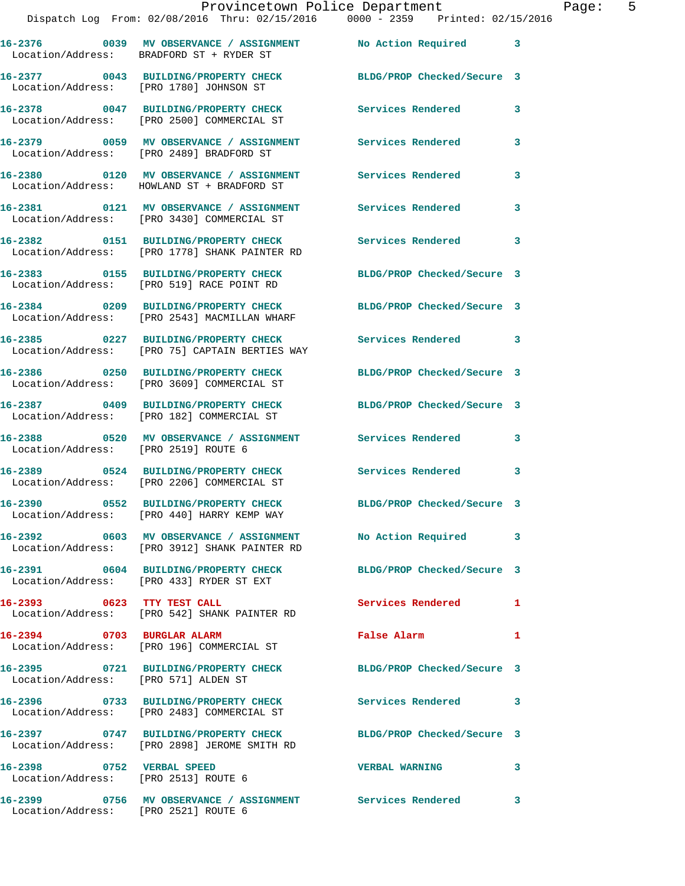| | | | | |
|---|---|---|---|---|
| 16-2376 | 0039 | MV OBSERVANCE / ASSIGNMENT | No Action Required | 3 |
| Location/Address: | BRADFORD ST + RYDER ST | | | |
| 16-2377 | 0043 | BUILDING/PROPERTY CHECK | BLDG/PROP Checked/Secure | 3 |
| Location/Address: | [PRO 1780] JOHNSON ST | | | |
| 16-2378 | 0047 | BUILDING/PROPERTY CHECK | Services Rendered | 3 |
| Location/Address: | [PRO 2500] COMMERCIAL ST | | | |
| 16-2379 | 0059 | MV OBSERVANCE / ASSIGNMENT | Services Rendered | 3 |
| Location/Address: | [PRO 2489] BRADFORD ST | | | |
| 16-2380 | 0120 | MV OBSERVANCE / ASSIGNMENT | Services Rendered | 3 |
| Location/Address: | HOWLAND ST + BRADFORD ST | | | |
| 16-2381 | 0121 | MV OBSERVANCE / ASSIGNMENT | Services Rendered | 3 |
| Location/Address: | [PRO 3430] COMMERCIAL ST | | | |
| 16-2382 | 0151 | BUILDING/PROPERTY CHECK | Services Rendered | 3 |
| Location/Address: | [PRO 1778] SHANK PAINTER RD | | | |
| 16-2383 | 0155 | BUILDING/PROPERTY CHECK | BLDG/PROP Checked/Secure | 3 |
| Location/Address: | [PRO 519] RACE POINT RD | | | |
| 16-2384 | 0209 | BUILDING/PROPERTY CHECK | BLDG/PROP Checked/Secure | 3 |
| Location/Address: | [PRO 2543] MACMILLAN WHARF | | | |
| 16-2385 | 0227 | BUILDING/PROPERTY CHECK | Services Rendered | 3 |
| Location/Address: | [PRO 75] CAPTAIN BERTIES WAY | | | |
| 16-2386 | 0250 | BUILDING/PROPERTY CHECK | BLDG/PROP Checked/Secure | 3 |
| Location/Address: | [PRO 3609] COMMERCIAL ST | | | |
| 16-2387 | 0409 | BUILDING/PROPERTY CHECK | BLDG/PROP Checked/Secure | 3 |
| Location/Address: | [PRO 182] COMMERCIAL ST | | | |
| 16-2388 | 0520 | MV OBSERVANCE / ASSIGNMENT | Services Rendered | 3 |
| Location/Address: | [PRO 2519] ROUTE 6 | | | |
| 16-2389 | 0524 | BUILDING/PROPERTY CHECK | Services Rendered | 3 |
| Location/Address: | [PRO 2206] COMMERCIAL ST | | | |
| 16-2390 | 0552 | BUILDING/PROPERTY CHECK | BLDG/PROP Checked/Secure | 3 |
| Location/Address: | [PRO 440] HARRY KEMP WAY | | | |
| 16-2392 | 0603 | MV OBSERVANCE / ASSIGNMENT | No Action Required | 3 |
| Location/Address: | [PRO 3912] SHANK PAINTER RD | | | |
| 16-2391 | 0604 | BUILDING/PROPERTY CHECK | BLDG/PROP Checked/Secure | 3 |
| Location/Address: | [PRO 433] RYDER ST EXT | | | |
| 16-2393 | 0623 | TTY TEST CALL | Services Rendered | 1 |
| Location/Address: | [PRO 542] SHANK PAINTER RD | | | |
| 16-2394 | 0703 | BURGLAR ALARM | False Alarm | 1 |
| Location/Address: | [PRO 196] COMMERCIAL ST | | | |
| 16-2395 | 0721 | BUILDING/PROPERTY CHECK | BLDG/PROP Checked/Secure | 3 |
| Location/Address: | [PRO 571] ALDEN ST | | | |
| 16-2396 | 0733 | BUILDING/PROPERTY CHECK | Services Rendered | 3 |
| Location/Address: | [PRO 2483] COMMERCIAL ST | | | |
| 16-2397 | 0747 | BUILDING/PROPERTY CHECK | BLDG/PROP Checked/Secure | 3 |
| Location/Address: | [PRO 2898] JEROME SMITH RD | | | |
| 16-2398 | 0752 | VERBAL SPEED | VERBAL WARNING | 3 |
| Location/Address: | [PRO 2513] ROUTE 6 | | | |
| 16-2399 | 0756 | MV OBSERVANCE / ASSIGNMENT | Services Rendered | 3 |
| Location/Address: | [PRO 2521] ROUTE 6 | | | |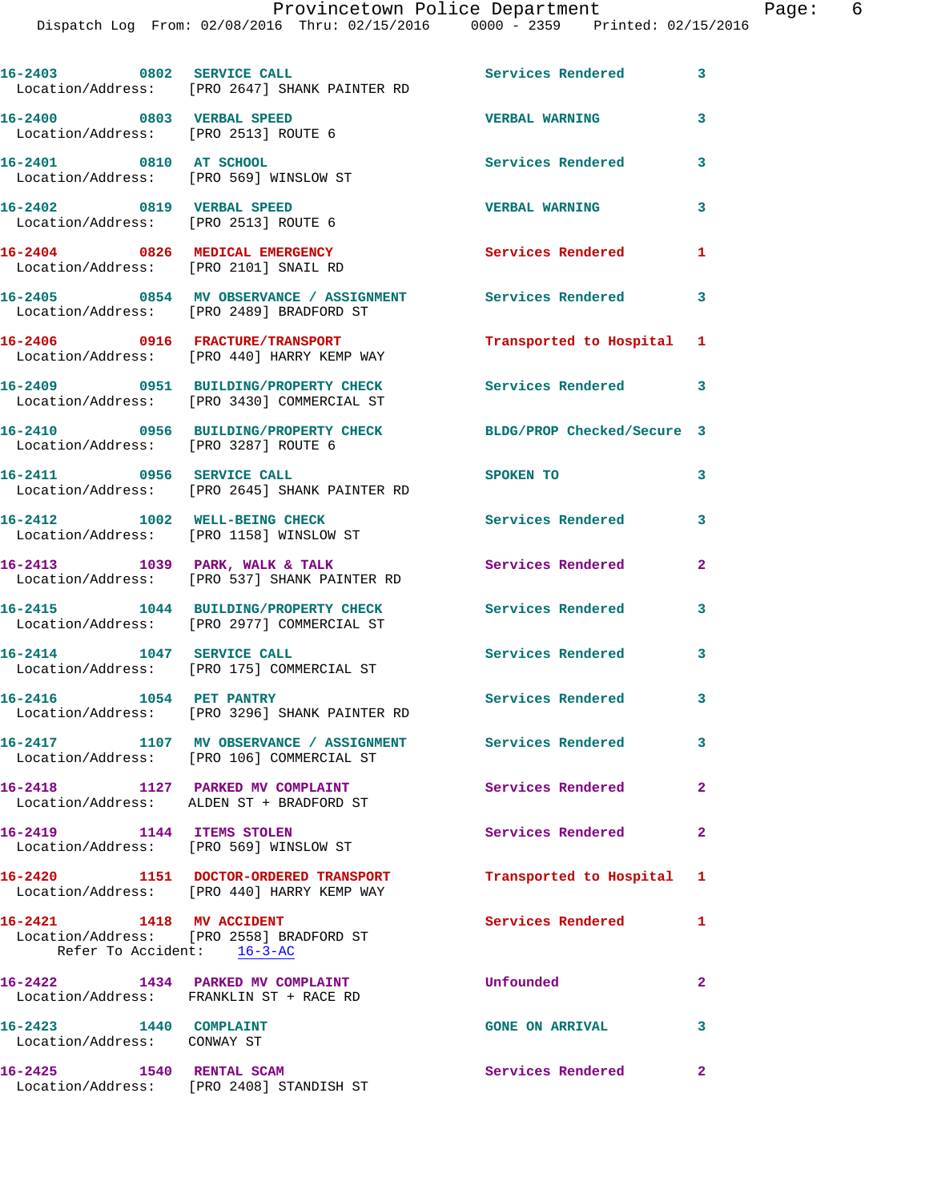16-2403 0802 SERVICE CALL Services Rendered 3
Location/Address: [PRO 2647] SHANK PAINTER RD

16-2400 0803 VERBAL SPEED VERBAL WARNING 3
Location/Address: [PRO 2513] ROUTE 6

16-2401 0810 AT SCHOOL Services Rendered 3
Location/Address: [PRO 569] WINSLOW ST

16-2402 0819 VERBAL SPEED VERBAL WARNING 3
Location/Address: [PRO 2513] ROUTE 6

16-2404 0826 MEDICAL EMERGENCY Services Rendered 1
Location/Address: [PRO 2101] SNAIL RD

16-2405 0854 MV OBSERVANCE / ASSIGNMENT Services Rendered 3
Location/Address: [PRO 2489] BRADFORD ST

16-2406 0916 FRACTURE/TRANSPORT Transported to Hospital 1
Location/Address: [PRO 440] HARRY KEMP WAY

16-2409 0951 BUILDING/PROPERTY CHECK Services Rendered 3
Location/Address: [PRO 3430] COMMERCIAL ST

16-2410 0956 BUILDING/PROPERTY CHECK BLDG/PROP Checked/Secure 3
Location/Address: [PRO 3287] ROUTE 6

16-2411 0956 SERVICE CALL SPOKEN TO 3
Location/Address: [PRO 2645] SHANK PAINTER RD

16-2412 1002 WELL-BEING CHECK Services Rendered 3
Location/Address: [PRO 1158] WINSLOW ST

16-2413 1039 PARK, WALK & TALK Services Rendered 2
Location/Address: [PRO 537] SHANK PAINTER RD

16-2415 1044 BUILDING/PROPERTY CHECK Services Rendered 3
Location/Address: [PRO 2977] COMMERCIAL ST

16-2414 1047 SERVICE CALL Services Rendered 3
Location/Address: [PRO 175] COMMERCIAL ST

16-2416 1054 PET PANTRY Services Rendered 3
Location/Address: [PRO 3296] SHANK PAINTER RD

16-2417 1107 MV OBSERVANCE / ASSIGNMENT Services Rendered 3
Location/Address: [PRO 106] COMMERCIAL ST

16-2418 1127 PARKED MV COMPLAINT Services Rendered 2
Location/Address: ALDEN ST + BRADFORD ST

16-2419 1144 ITEMS STOLEN Services Rendered 2
Location/Address: [PRO 569] WINSLOW ST

16-2420 1151 DOCTOR-ORDERED TRANSPORT Transported to Hospital 1
Location/Address: [PRO 440] HARRY KEMP WAY

16-2421 1418 MV ACCIDENT Services Rendered 1
Location/Address: [PRO 2558] BRADFORD ST
Refer To Accident: 16-3-AC

16-2422 1434 PARKED MV COMPLAINT Unfounded 2
Location/Address: FRANKLIN ST + RACE RD

16-2423 1440 COMPLAINT GONE ON ARRIVAL 3
Location/Address: CONWAY ST

16-2425 1540 RENTAL SCAM Services Rendered 2
Location/Address: [PRO 2408] STANDISH ST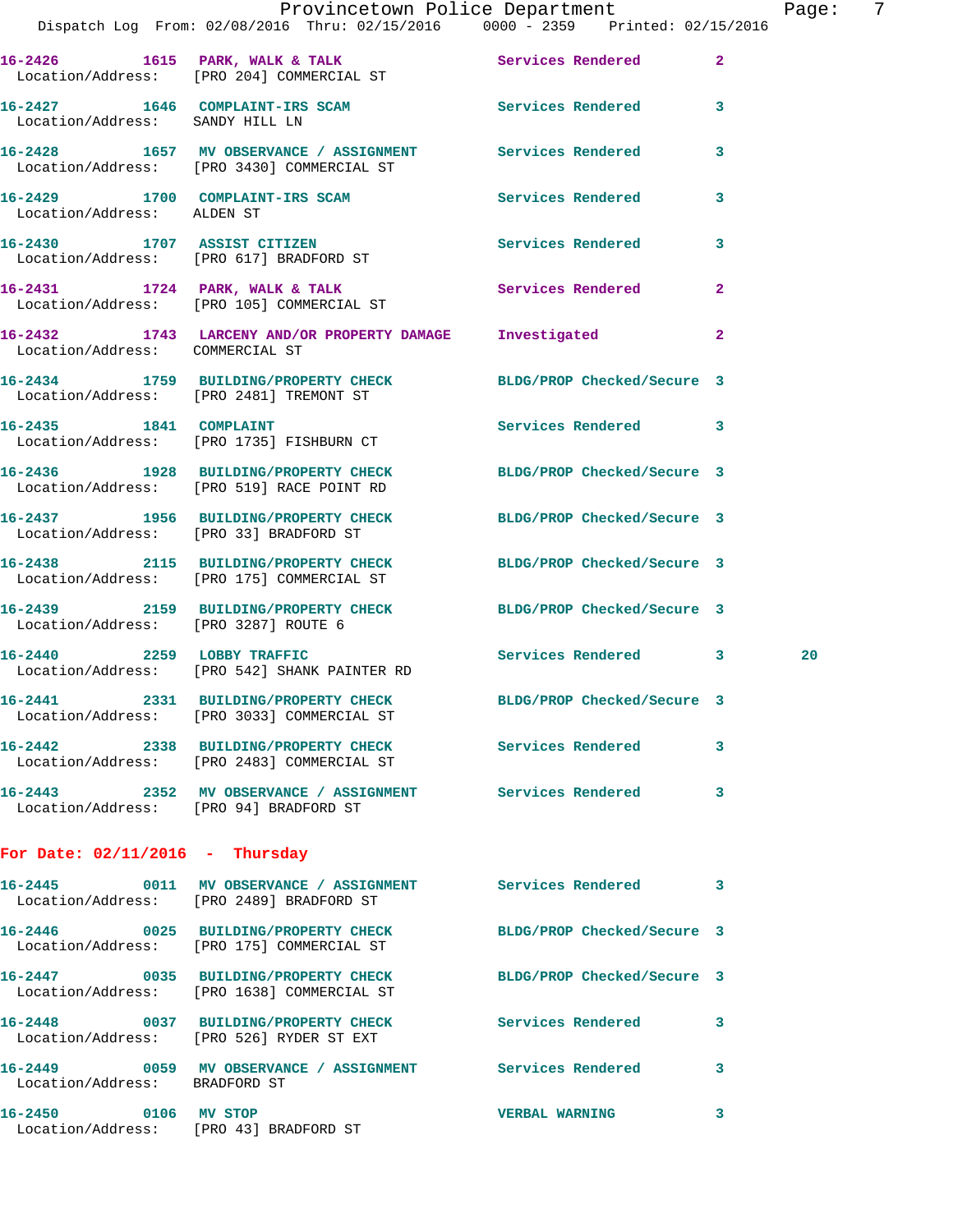16-2426 1615 PARK, WALK & TALK Services Rendered 2
Location/Address: [PRO 204] COMMERCIAL ST

16-2427 1646 COMPLAINT-IRS SCAM Services Rendered 3
Location/Address: SANDY HILL LN

16-2428 1657 MV OBSERVANCE / ASSIGNMENT Services Rendered 3
Location/Address: [PRO 3430] COMMERCIAL ST

16-2429 1700 COMPLAINT-IRS SCAM Services Rendered 3
Location/Address: ALDEN ST

16-2430 1707 ASSIST CITIZEN Services Rendered 3
Location/Address: [PRO 617] BRADFORD ST

16-2431 1724 PARK, WALK & TALK Services Rendered 2
Location/Address: [PRO 105] COMMERCIAL ST

16-2432 1743 LARCENY AND/OR PROPERTY DAMAGE Investigated 2
Location/Address: COMMERCIAL ST

16-2434 1759 BUILDING/PROPERTY CHECK BLDG/PROP Checked/Secure 3
Location/Address: [PRO 2481] TREMONT ST

16-2435 1841 COMPLAINT Services Rendered 3
Location/Address: [PRO 1735] FISHBURN CT

16-2436 1928 BUILDING/PROPERTY CHECK BLDG/PROP Checked/Secure 3
Location/Address: [PRO 519] RACE POINT RD

16-2437 1956 BUILDING/PROPERTY CHECK BLDG/PROP Checked/Secure 3
Location/Address: [PRO 33] BRADFORD ST

16-2438 2115 BUILDING/PROPERTY CHECK BLDG/PROP Checked/Secure 3
Location/Address: [PRO 175] COMMERCIAL ST

16-2439 2159 BUILDING/PROPERTY CHECK BLDG/PROP Checked/Secure 3
Location/Address: [PRO 3287] ROUTE 6

16-2440 2259 LOBBY TRAFFIC Services Rendered 3 20
Location/Address: [PRO 542] SHANK PAINTER RD

16-2441 2331 BUILDING/PROPERTY CHECK BLDG/PROP Checked/Secure 3
Location/Address: [PRO 3033] COMMERCIAL ST

16-2442 2338 BUILDING/PROPERTY CHECK Services Rendered 3
Location/Address: [PRO 2483] COMMERCIAL ST

16-2443 2352 MV OBSERVANCE / ASSIGNMENT Services Rendered 3
Location/Address: [PRO 94] BRADFORD ST

**For Date: 02/11/2016 - Thursday**

16-2445 0011 MV OBSERVANCE / ASSIGNMENT Services Rendered 3
Location/Address: [PRO 2489] BRADFORD ST

16-2446 0025 BUILDING/PROPERTY CHECK BLDG/PROP Checked/Secure 3
Location/Address: [PRO 175] COMMERCIAL ST

16-2447 0035 BUILDING/PROPERTY CHECK BLDG/PROP Checked/Secure 3
Location/Address: [PRO 1638] COMMERCIAL ST

16-2448 0037 BUILDING/PROPERTY CHECK Services Rendered 3
Location/Address: [PRO 526] RYDER ST EXT

16-2449 0059 MV OBSERVANCE / ASSIGNMENT Services Rendered 3
Location/Address: BRADFORD ST

16-2450 0106 MV STOP VERBAL WARNING 3
Location/Address: [PRO 43] BRADFORD ST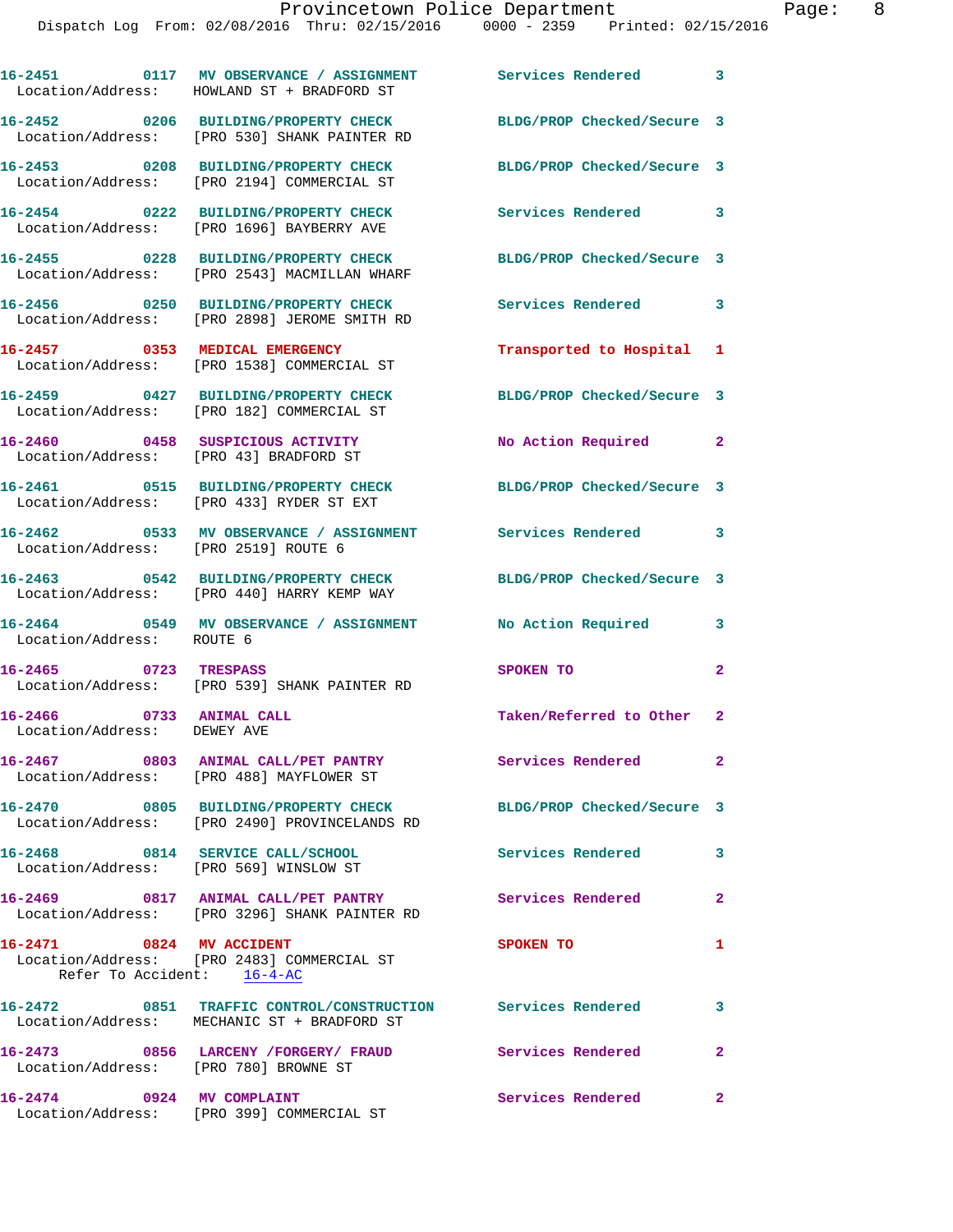16-2451 0117 MV OBSERVANCE / ASSIGNMENT Services Rendered 3
Location/Address: HOWLAND ST + BRADFORD ST

16-2452 0206 BUILDING/PROPERTY CHECK BLDG/PROP Checked/Secure 3
Location/Address: [PRO 530] SHANK PAINTER RD

16-2453 0208 BUILDING/PROPERTY CHECK BLDG/PROP Checked/Secure 3
Location/Address: [PRO 2194] COMMERCIAL ST

16-2454 0222 BUILDING/PROPERTY CHECK Services Rendered 3
Location/Address: [PRO 1696] BAYBERRY AVE

16-2455 0228 BUILDING/PROPERTY CHECK BLDG/PROP Checked/Secure 3
Location/Address: [PRO 2543] MACMILLAN WHARF

16-2456 0250 BUILDING/PROPERTY CHECK Services Rendered 3
Location/Address: [PRO 2898] JEROME SMITH RD

16-2457 0353 MEDICAL EMERGENCY Transported to Hospital 1
Location/Address: [PRO 1538] COMMERCIAL ST

16-2459 0427 BUILDING/PROPERTY CHECK BLDG/PROP Checked/Secure 3
Location/Address: [PRO 182] COMMERCIAL ST

16-2460 0458 SUSPICIOUS ACTIVITY No Action Required 2
Location/Address: [PRO 43] BRADFORD ST

16-2461 0515 BUILDING/PROPERTY CHECK BLDG/PROP Checked/Secure 3
Location/Address: [PRO 433] RYDER ST EXT

16-2462 0533 MV OBSERVANCE / ASSIGNMENT Services Rendered 3
Location/Address: [PRO 2519] ROUTE 6

16-2463 0542 BUILDING/PROPERTY CHECK BLDG/PROP Checked/Secure 3
Location/Address: [PRO 440] HARRY KEMP WAY

16-2464 0549 MV OBSERVANCE / ASSIGNMENT No Action Required 3
Location/Address: ROUTE 6

16-2465 0723 TRESPASS SPOKEN TO 2
Location/Address: [PRO 539] SHANK PAINTER RD

16-2466 0733 ANIMAL CALL Taken/Referred to Other 2
Location/Address: DEWEY AVE

16-2467 0803 ANIMAL CALL/PET PANTRY Services Rendered 2
Location/Address: [PRO 488] MAYFLOWER ST

16-2470 0805 BUILDING/PROPERTY CHECK BLDG/PROP Checked/Secure 3
Location/Address: [PRO 2490] PROVINCELANDS RD

16-2468 0814 SERVICE CALL/SCHOOL Services Rendered 3
Location/Address: [PRO 569] WINSLOW ST

16-2469 0817 ANIMAL CALL/PET PANTRY Services Rendered 2
Location/Address: [PRO 3296] SHANK PAINTER RD

16-2471 0824 MV ACCIDENT SPOKEN TO 1
Location/Address: [PRO 2483] COMMERCIAL ST
Refer To Accident: 16-4-AC

16-2472 0851 TRAFFIC CONTROL/CONSTRUCTION Services Rendered 3
Location/Address: MECHANIC ST + BRADFORD ST

16-2473 0856 LARCENY /FORGERY/ FRAUD Services Rendered 2
Location/Address: [PRO 780] BROWNE ST

16-2474 0924 MV COMPLAINT Services Rendered 2
Location/Address: [PRO 399] COMMERCIAL ST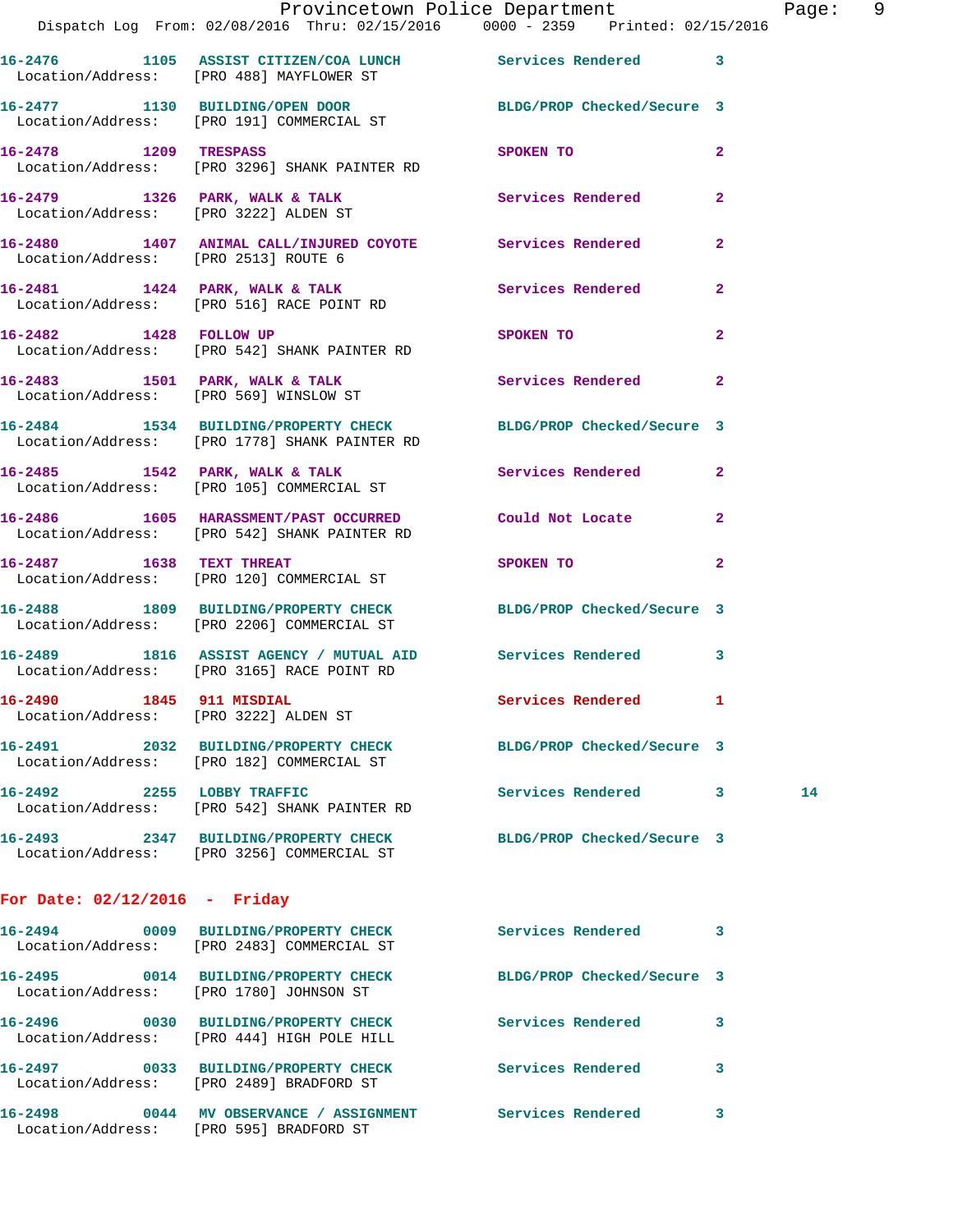16-2476 1105 ASSIST CITIZEN/COA LUNCH Services Rendered 3
Location/Address: [PRO 488] MAYFLOWER ST

16-2477 1130 BUILDING/OPEN DOOR BLDG/PROP Checked/Secure 3
Location/Address: [PRO 191] COMMERCIAL ST

16-2478 1209 TRESPASS SPOKEN TO 2
Location/Address: [PRO 3296] SHANK PAINTER RD

16-2479 1326 PARK, WALK & TALK Services Rendered 2
Location/Address: [PRO 3222] ALDEN ST

16-2480 1407 ANIMAL CALL/INJURED COYOTE Services Rendered 2
Location/Address: [PRO 2513] ROUTE 6

16-2481 1424 PARK, WALK & TALK Services Rendered 2
Location/Address: [PRO 516] RACE POINT RD

16-2482 1428 FOLLOW UP SPOKEN TO 2
Location/Address: [PRO 542] SHANK PAINTER RD

16-2483 1501 PARK, WALK & TALK Services Rendered 2
Location/Address: [PRO 569] WINSLOW ST

16-2484 1534 BUILDING/PROPERTY CHECK BLDG/PROP Checked/Secure 3
Location/Address: [PRO 1778] SHANK PAINTER RD

16-2485 1542 PARK, WALK & TALK Services Rendered 2
Location/Address: [PRO 105] COMMERCIAL ST

16-2486 1605 HARASSMENT/PAST OCCURRED Could Not Locate 2
Location/Address: [PRO 542] SHANK PAINTER RD

16-2487 1638 TEXT THREAT SPOKEN TO 2
Location/Address: [PRO 120] COMMERCIAL ST

16-2488 1809 BUILDING/PROPERTY CHECK BLDG/PROP Checked/Secure 3
Location/Address: [PRO 2206] COMMERCIAL ST

16-2489 1816 ASSIST AGENCY / MUTUAL AID Services Rendered 3
Location/Address: [PRO 3165] RACE POINT RD

16-2490 1845 911 MISDIAL Services Rendered 1
Location/Address: [PRO 3222] ALDEN ST

16-2491 2032 BUILDING/PROPERTY CHECK BLDG/PROP Checked/Secure 3
Location/Address: [PRO 182] COMMERCIAL ST

16-2492 2255 LOBBY TRAFFIC Services Rendered 3 14
Location/Address: [PRO 542] SHANK PAINTER RD

16-2493 2347 BUILDING/PROPERTY CHECK BLDG/PROP Checked/Secure 3
Location/Address: [PRO 3256] COMMERCIAL ST

**For Date: 02/12/2016 - Friday**

16-2494 0009 BUILDING/PROPERTY CHECK Services Rendered 3
Location/Address: [PRO 2483] COMMERCIAL ST

16-2495 0014 BUILDING/PROPERTY CHECK BLDG/PROP Checked/Secure 3
Location/Address: [PRO 1780] JOHNSON ST

16-2496 0030 BUILDING/PROPERTY CHECK Services Rendered 3
Location/Address: [PRO 444] HIGH POLE HILL

16-2497 0033 BUILDING/PROPERTY CHECK Services Rendered 3
Location/Address: [PRO 2489] BRADFORD ST

16-2498 0044 MV OBSERVANCE / ASSIGNMENT Services Rendered 3
Location/Address: [PRO 595] BRADFORD ST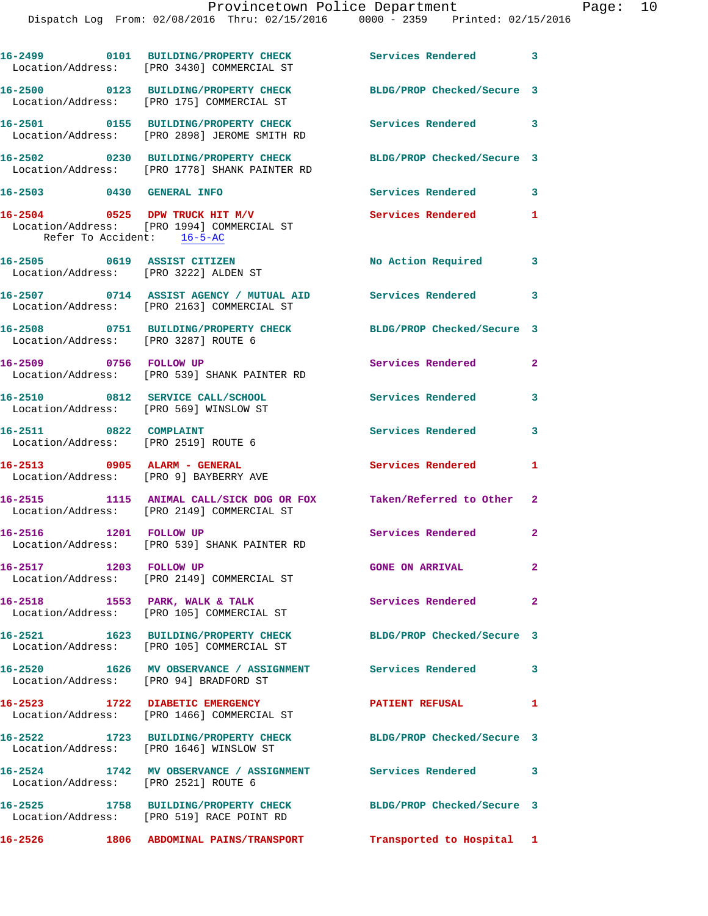16-2499 0101 BUILDING/PROPERTY CHECK Services Rendered 3
Location/Address: [PRO 3430] COMMERCIAL ST

16-2500 0123 BUILDING/PROPERTY CHECK BLDG/PROP Checked/Secure 3
Location/Address: [PRO 175] COMMERCIAL ST

16-2501 0155 BUILDING/PROPERTY CHECK Services Rendered 3
Location/Address: [PRO 2898] JEROME SMITH RD

16-2502 0230 BUILDING/PROPERTY CHECK BLDG/PROP Checked/Secure 3
Location/Address: [PRO 1778] SHANK PAINTER RD

16-2503 0430 GENERAL INFO Services Rendered 3

16-2504 0525 DPW TRUCK HIT M/V Services Rendered 1
Location/Address: [PRO 1994] COMMERCIAL ST
Refer To Accident: 16-5-AC

16-2505 0619 ASSIST CITIZEN No Action Required 3
Location/Address: [PRO 3222] ALDEN ST

16-2507 0714 ASSIST AGENCY / MUTUAL AID Services Rendered 3
Location/Address: [PRO 2163] COMMERCIAL ST

16-2508 0751 BUILDING/PROPERTY CHECK BLDG/PROP Checked/Secure 3
Location/Address: [PRO 3287] ROUTE 6

16-2509 0756 FOLLOW UP Services Rendered 2
Location/Address: [PRO 539] SHANK PAINTER RD

16-2510 0812 SERVICE CALL/SCHOOL Services Rendered 3
Location/Address: [PRO 569] WINSLOW ST

16-2511 0822 COMPLAINT Services Rendered 3
Location/Address: [PRO 2519] ROUTE 6

16-2513 0905 ALARM - GENERAL Services Rendered 1
Location/Address: [PRO 9] BAYBERRY AVE

16-2515 1115 ANIMAL CALL/SICK DOG OR FOX Taken/Referred to Other 2
Location/Address: [PRO 2149] COMMERCIAL ST

16-2516 1201 FOLLOW UP Services Rendered 2
Location/Address: [PRO 539] SHANK PAINTER RD

16-2517 1203 FOLLOW UP GONE ON ARRIVAL 2
Location/Address: [PRO 2149] COMMERCIAL ST

16-2518 1553 PARK, WALK & TALK Services Rendered 2
Location/Address: [PRO 105] COMMERCIAL ST

16-2521 1623 BUILDING/PROPERTY CHECK BLDG/PROP Checked/Secure 3
Location/Address: [PRO 105] COMMERCIAL ST

16-2520 1626 MV OBSERVANCE / ASSIGNMENT Services Rendered 3
Location/Address: [PRO 94] BRADFORD ST

16-2523 1722 DIABETIC EMERGENCY PATIENT REFUSAL 1
Location/Address: [PRO 1466] COMMERCIAL ST

16-2522 1723 BUILDING/PROPERTY CHECK BLDG/PROP Checked/Secure 3
Location/Address: [PRO 1646] WINSLOW ST

16-2524 1742 MV OBSERVANCE / ASSIGNMENT Services Rendered 3
Location/Address: [PRO 2521] ROUTE 6

16-2525 1758 BUILDING/PROPERTY CHECK BLDG/PROP Checked/Secure 3
Location/Address: [PRO 519] RACE POINT RD

16-2526 1806 ABDOMINAL PAINS/TRANSPORT Transported to Hospital 1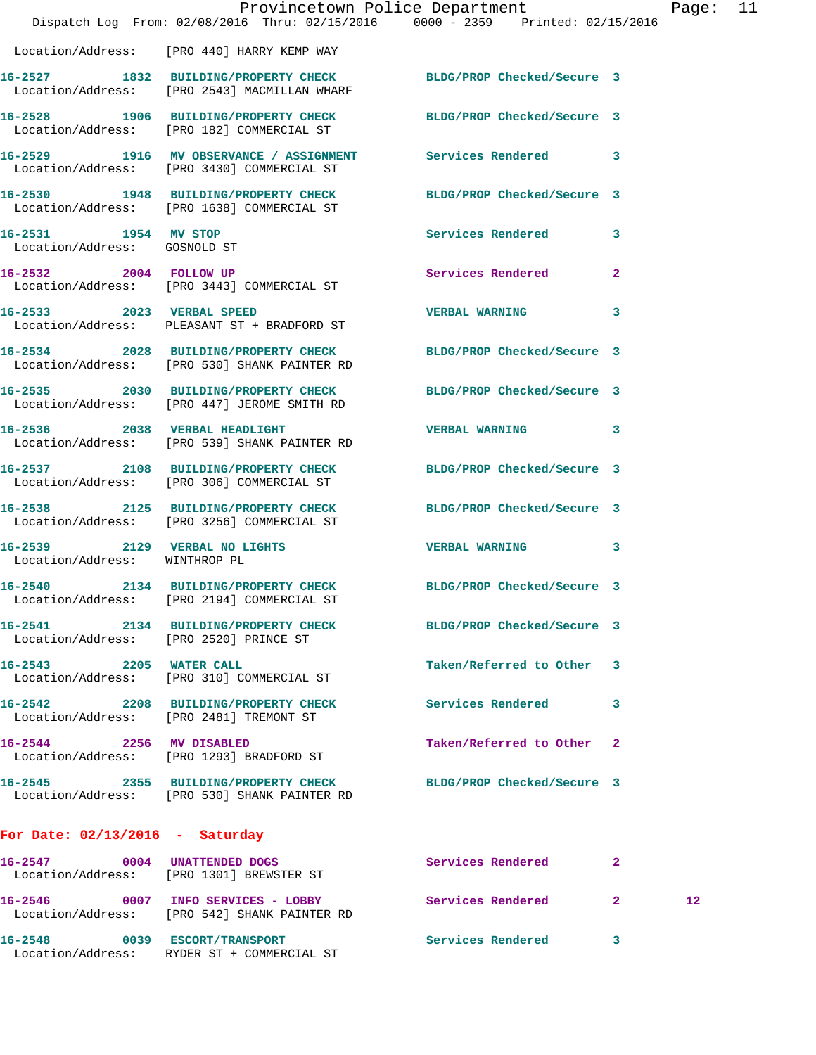Location/Address: [PRO 440] HARRY KEMP WAY

16-2527 1832 BUILDING/PROPERTY CHECK BLDG/PROP Checked/Secure 3
Location/Address: [PRO 2543] MACMILLAN WHARF

16-2528 1906 BUILDING/PROPERTY CHECK BLDG/PROP Checked/Secure 3
Location/Address: [PRO 182] COMMERCIAL ST

16-2529 1916 MV OBSERVANCE / ASSIGNMENT Services Rendered 3
Location/Address: [PRO 3430] COMMERCIAL ST

16-2530 1948 BUILDING/PROPERTY CHECK BLDG/PROP Checked/Secure 3
Location/Address: [PRO 1638] COMMERCIAL ST

16-2531 1954 MV STOP Services Rendered 3
Location/Address: GOSNOLD ST

16-2532 2004 FOLLOW UP Services Rendered 2
Location/Address: [PRO 3443] COMMERCIAL ST

16-2533 2023 VERBAL SPEED VERBAL WARNING 3
Location/Address: PLEASANT ST + BRADFORD ST

16-2534 2028 BUILDING/PROPERTY CHECK BLDG/PROP Checked/Secure 3
Location/Address: [PRO 530] SHANK PAINTER RD

16-2535 2030 BUILDING/PROPERTY CHECK BLDG/PROP Checked/Secure 3
Location/Address: [PRO 447] JEROME SMITH RD

16-2536 2038 VERBAL HEADLIGHT VERBAL WARNING 3
Location/Address: [PRO 539] SHANK PAINTER RD

16-2537 2108 BUILDING/PROPERTY CHECK BLDG/PROP Checked/Secure 3
Location/Address: [PRO 306] COMMERCIAL ST

16-2538 2125 BUILDING/PROPERTY CHECK BLDG/PROP Checked/Secure 3
Location/Address: [PRO 3256] COMMERCIAL ST

16-2539 2129 VERBAL NO LIGHTS VERBAL WARNING 3
Location/Address: WINTHROP PL

16-2540 2134 BUILDING/PROPERTY CHECK BLDG/PROP Checked/Secure 3
Location/Address: [PRO 2194] COMMERCIAL ST

16-2541 2134 BUILDING/PROPERTY CHECK BLDG/PROP Checked/Secure 3
Location/Address: [PRO 2520] PRINCE ST

16-2543 2205 WATER CALL Taken/Referred to Other 3
Location/Address: [PRO 310] COMMERCIAL ST

16-2542 2208 BUILDING/PROPERTY CHECK Services Rendered 3
Location/Address: [PRO 2481] TREMONT ST

16-2544 2256 MV DISABLED Taken/Referred to Other 2
Location/Address: [PRO 1293] BRADFORD ST

16-2545 2355 BUILDING/PROPERTY CHECK BLDG/PROP Checked/Secure 3
Location/Address: [PRO 530] SHANK PAINTER RD

**For Date: 02/13/2016 - Saturday**

16-2547 0004 UNATTENDED DOGS Services Rendered 2
Location/Address: [PRO 1301] BREWSTER ST

16-2546 0007 INFO SERVICES - LOBBY Services Rendered 2 12
Location/Address: [PRO 542] SHANK PAINTER RD

16-2548 0039 ESCORT/TRANSPORT Services Rendered 3
Location/Address: RYDER ST + COMMERCIAL ST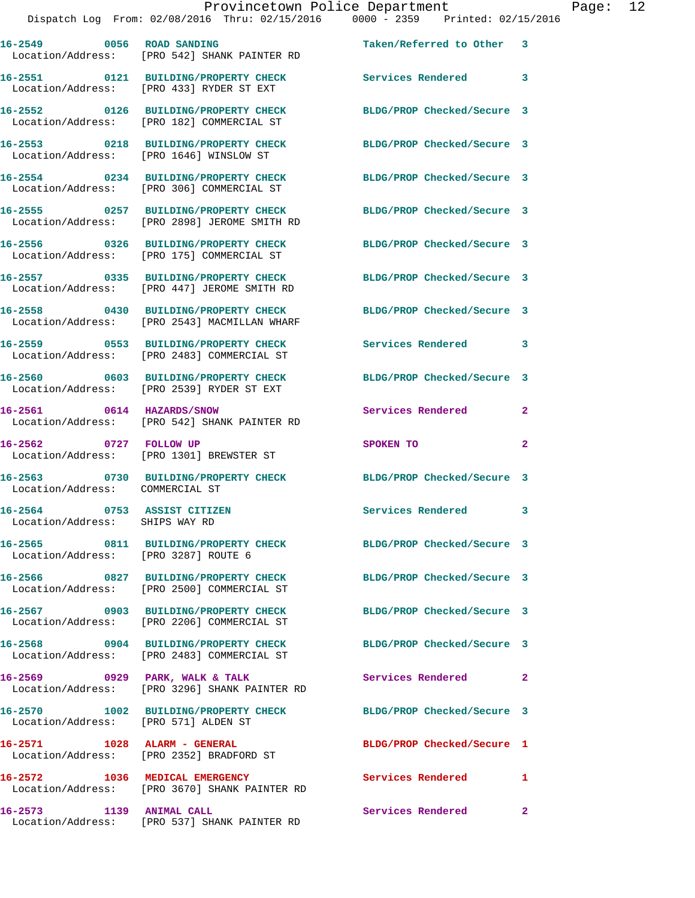16-2549 0056 ROAD SANDING Taken/Referred to Other 3
Location/Address: [PRO 542] SHANK PAINTER RD

16-2551 0121 BUILDING/PROPERTY CHECK Services Rendered 3
Location/Address: [PRO 433] RYDER ST EXT

16-2552 0126 BUILDING/PROPERTY CHECK BLDG/PROP Checked/Secure 3
Location/Address: [PRO 182] COMMERCIAL ST

16-2553 0218 BUILDING/PROPERTY CHECK BLDG/PROP Checked/Secure 3
Location/Address: [PRO 1646] WINSLOW ST

16-2554 0234 BUILDING/PROPERTY CHECK BLDG/PROP Checked/Secure 3
Location/Address: [PRO 306] COMMERCIAL ST

16-2555 0257 BUILDING/PROPERTY CHECK BLDG/PROP Checked/Secure 3
Location/Address: [PRO 2898] JEROME SMITH RD

16-2556 0326 BUILDING/PROPERTY CHECK BLDG/PROP Checked/Secure 3
Location/Address: [PRO 175] COMMERCIAL ST

16-2557 0335 BUILDING/PROPERTY CHECK BLDG/PROP Checked/Secure 3
Location/Address: [PRO 447] JEROME SMITH RD

16-2558 0430 BUILDING/PROPERTY CHECK BLDG/PROP Checked/Secure 3
Location/Address: [PRO 2543] MACMILLAN WHARF

16-2559 0553 BUILDING/PROPERTY CHECK Services Rendered 3
Location/Address: [PRO 2483] COMMERCIAL ST

16-2560 0603 BUILDING/PROPERTY CHECK BLDG/PROP Checked/Secure 3
Location/Address: [PRO 2539] RYDER ST EXT

16-2561 0614 HAZARDS/SNOW Services Rendered 2
Location/Address: [PRO 542] SHANK PAINTER RD

16-2562 0727 FOLLOW UP SPOKEN TO 2
Location/Address: [PRO 1301] BREWSTER ST

16-2563 0730 BUILDING/PROPERTY CHECK BLDG/PROP Checked/Secure 3
Location/Address: COMMERCIAL ST

16-2564 0753 ASSIST CITIZEN Services Rendered 3
Location/Address: SHIPS WAY RD

16-2565 0811 BUILDING/PROPERTY CHECK BLDG/PROP Checked/Secure 3
Location/Address: [PRO 3287] ROUTE 6

16-2566 0827 BUILDING/PROPERTY CHECK BLDG/PROP Checked/Secure 3
Location/Address: [PRO 2500] COMMERCIAL ST

16-2567 0903 BUILDING/PROPERTY CHECK BLDG/PROP Checked/Secure 3
Location/Address: [PRO 2206] COMMERCIAL ST

16-2568 0904 BUILDING/PROPERTY CHECK BLDG/PROP Checked/Secure 3
Location/Address: [PRO 2483] COMMERCIAL ST

16-2569 0929 PARK, WALK & TALK Services Rendered 2
Location/Address: [PRO 3296] SHANK PAINTER RD

16-2570 1002 BUILDING/PROPERTY CHECK BLDG/PROP Checked/Secure 3
Location/Address: [PRO 571] ALDEN ST

16-2571 1028 ALARM - GENERAL BLDG/PROP Checked/Secure 1
Location/Address: [PRO 2352] BRADFORD ST

16-2572 1036 MEDICAL EMERGENCY Services Rendered 1
Location/Address: [PRO 3670] SHANK PAINTER RD

16-2573 1139 ANIMAL CALL Services Rendered 2
Location/Address: [PRO 537] SHANK PAINTER RD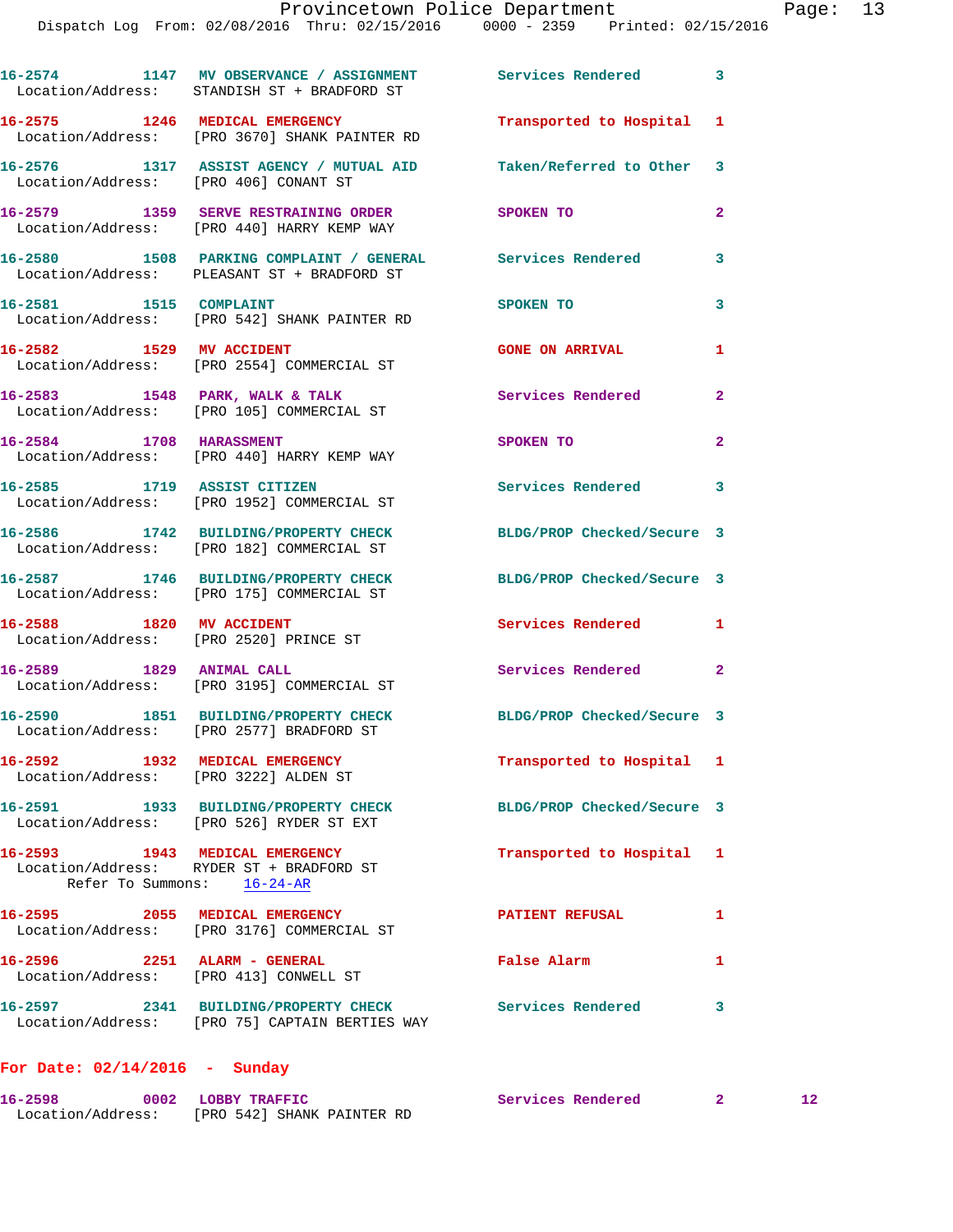16-2574 1147 MV OBSERVANCE / ASSIGNMENT Services Rendered 3
Location/Address: STANDISH ST + BRADFORD ST

16-2575 1246 MEDICAL EMERGENCY Transported to Hospital 1
Location/Address: [PRO 3670] SHANK PAINTER RD

16-2576 1317 ASSIST AGENCY / MUTUAL AID Taken/Referred to Other 3
Location/Address: [PRO 406] CONANT ST

16-2579 1359 SERVE RESTRAINING ORDER SPOKEN TO 2
Location/Address: [PRO 440] HARRY KEMP WAY

16-2580 1508 PARKING COMPLAINT / GENERAL Services Rendered 3
Location/Address: PLEASANT ST + BRADFORD ST

16-2581 1515 COMPLAINT SPOKEN TO 3
Location/Address: [PRO 542] SHANK PAINTER RD

16-2582 1529 MV ACCIDENT GONE ON ARRIVAL 1
Location/Address: [PRO 2554] COMMERCIAL ST

16-2583 1548 PARK, WALK & TALK Services Rendered 2
Location/Address: [PRO 105] COMMERCIAL ST

16-2584 1708 HARASSMENT SPOKEN TO 2
Location/Address: [PRO 440] HARRY KEMP WAY

16-2585 1719 ASSIST CITIZEN Services Rendered 3
Location/Address: [PRO 1952] COMMERCIAL ST

16-2586 1742 BUILDING/PROPERTY CHECK BLDG/PROP Checked/Secure 3
Location/Address: [PRO 182] COMMERCIAL ST

16-2587 1746 BUILDING/PROPERTY CHECK BLDG/PROP Checked/Secure 3
Location/Address: [PRO 175] COMMERCIAL ST

16-2588 1820 MV ACCIDENT Services Rendered 1
Location/Address: [PRO 2520] PRINCE ST

16-2589 1829 ANIMAL CALL Services Rendered 2
Location/Address: [PRO 3195] COMMERCIAL ST

16-2590 1851 BUILDING/PROPERTY CHECK BLDG/PROP Checked/Secure 3
Location/Address: [PRO 2577] BRADFORD ST

16-2592 1932 MEDICAL EMERGENCY Transported to Hospital 1
Location/Address: [PRO 3222] ALDEN ST

16-2591 1933 BUILDING/PROPERTY CHECK BLDG/PROP Checked/Secure 3
Location/Address: [PRO 526] RYDER ST EXT

16-2593 1943 MEDICAL EMERGENCY Transported to Hospital 1
Location/Address: RYDER ST + BRADFORD ST
Refer To Summons: 16-24-AR

16-2595 2055 MEDICAL EMERGENCY PATIENT REFUSAL 1
Location/Address: [PRO 3176] COMMERCIAL ST

16-2596 2251 ALARM - GENERAL False Alarm 1
Location/Address: [PRO 413] CONWELL ST

16-2597 2341 BUILDING/PROPERTY CHECK Services Rendered 3
Location/Address: [PRO 75] CAPTAIN BERTIES WAY

## For Date: 02/14/2016 - Sunday

16-2598 0002 LOBBY TRAFFIC Services Rendered 2 12
Location/Address: [PRO 542] SHANK PAINTER RD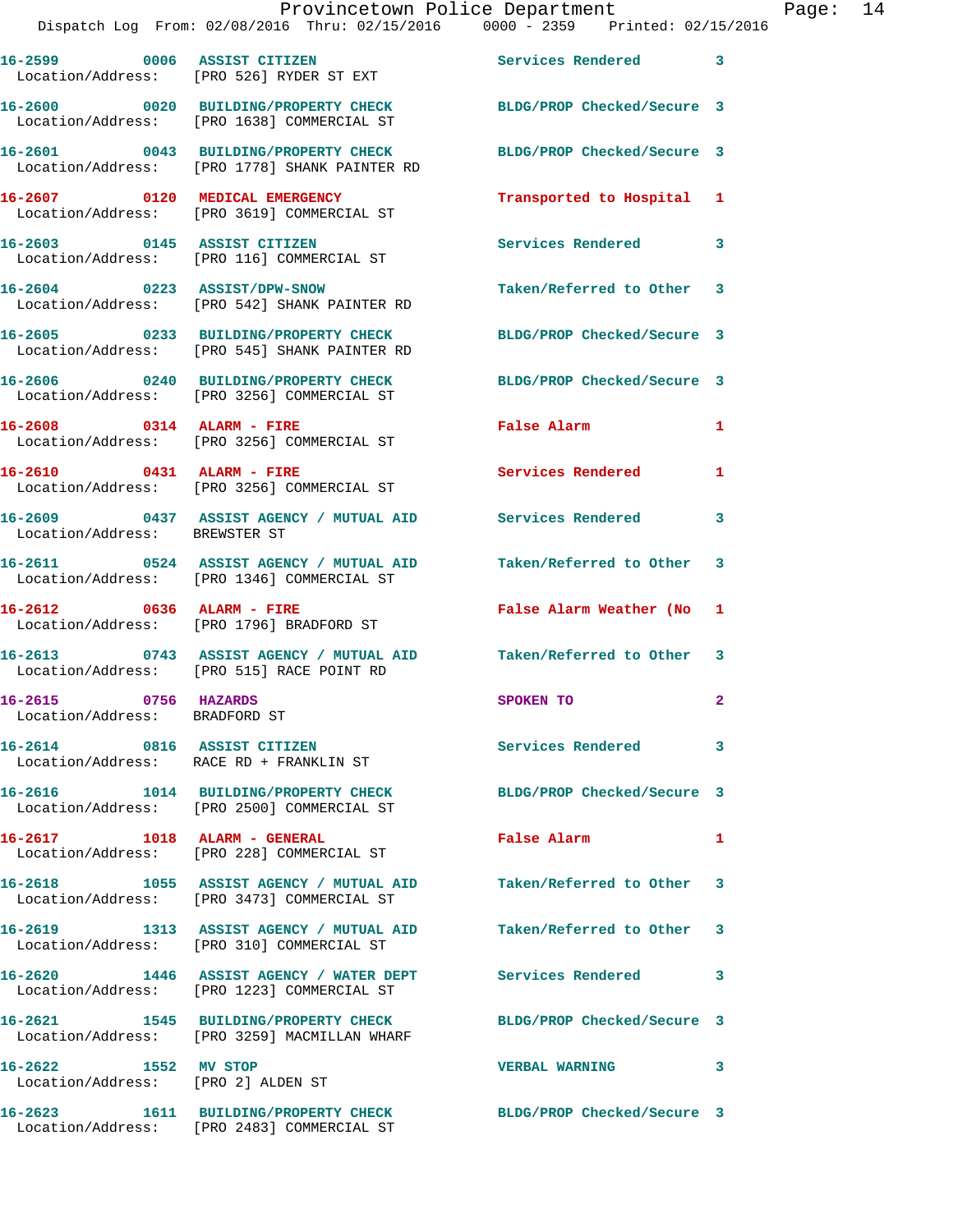16-2599 0006 ASSIST CITIZEN Services Rendered 3
Location/Address: [PRO 526] RYDER ST EXT

16-2600 0020 BUILDING/PROPERTY CHECK BLDG/PROP Checked/Secure 3
Location/Address: [PRO 1638] COMMERCIAL ST

16-2601 0043 BUILDING/PROPERTY CHECK BLDG/PROP Checked/Secure 3
Location/Address: [PRO 1778] SHANK PAINTER RD

16-2607 0120 MEDICAL EMERGENCY Transported to Hospital 1
Location/Address: [PRO 3619] COMMERCIAL ST

16-2603 0145 ASSIST CITIZEN Services Rendered 3
Location/Address: [PRO 116] COMMERCIAL ST

16-2604 0223 ASSIST/DPW-SNOW Taken/Referred to Other 3
Location/Address: [PRO 542] SHANK PAINTER RD

16-2605 0233 BUILDING/PROPERTY CHECK BLDG/PROP Checked/Secure 3
Location/Address: [PRO 545] SHANK PAINTER RD

16-2606 0240 BUILDING/PROPERTY CHECK BLDG/PROP Checked/Secure 3
Location/Address: [PRO 3256] COMMERCIAL ST

16-2608 0314 ALARM - FIRE False Alarm 1
Location/Address: [PRO 3256] COMMERCIAL ST

16-2610 0431 ALARM - FIRE Services Rendered 1
Location/Address: [PRO 3256] COMMERCIAL ST

16-2609 0437 ASSIST AGENCY / MUTUAL AID Services Rendered 3
Location/Address: BREWSTER ST

16-2611 0524 ASSIST AGENCY / MUTUAL AID Taken/Referred to Other 3
Location/Address: [PRO 1346] COMMERCIAL ST

16-2612 0636 ALARM - FIRE False Alarm Weather (No 1
Location/Address: [PRO 1796] BRADFORD ST

16-2613 0743 ASSIST AGENCY / MUTUAL AID Taken/Referred to Other 3
Location/Address: [PRO 515] RACE POINT RD

16-2615 0756 HAZARDS SPOKEN TO 2
Location/Address: BRADFORD ST

16-2614 0816 ASSIST CITIZEN Services Rendered 3
Location/Address: RACE RD + FRANKLIN ST

16-2616 1014 BUILDING/PROPERTY CHECK BLDG/PROP Checked/Secure 3
Location/Address: [PRO 2500] COMMERCIAL ST

16-2617 1018 ALARM - GENERAL False Alarm 1
Location/Address: [PRO 228] COMMERCIAL ST

16-2618 1055 ASSIST AGENCY / MUTUAL AID Taken/Referred to Other 3
Location/Address: [PRO 3473] COMMERCIAL ST

16-2619 1313 ASSIST AGENCY / MUTUAL AID Taken/Referred to Other 3
Location/Address: [PRO 310] COMMERCIAL ST

16-2620 1446 ASSIST AGENCY / WATER DEPT Services Rendered 3
Location/Address: [PRO 1223] COMMERCIAL ST

16-2621 1545 BUILDING/PROPERTY CHECK BLDG/PROP Checked/Secure 3
Location/Address: [PRO 3259] MACMILLAN WHARF

16-2622 1552 MV STOP VERBAL WARNING 3
Location/Address: [PRO 2] ALDEN ST

16-2623 1611 BUILDING/PROPERTY CHECK BLDG/PROP Checked/Secure 3
Location/Address: [PRO 2483] COMMERCIAL ST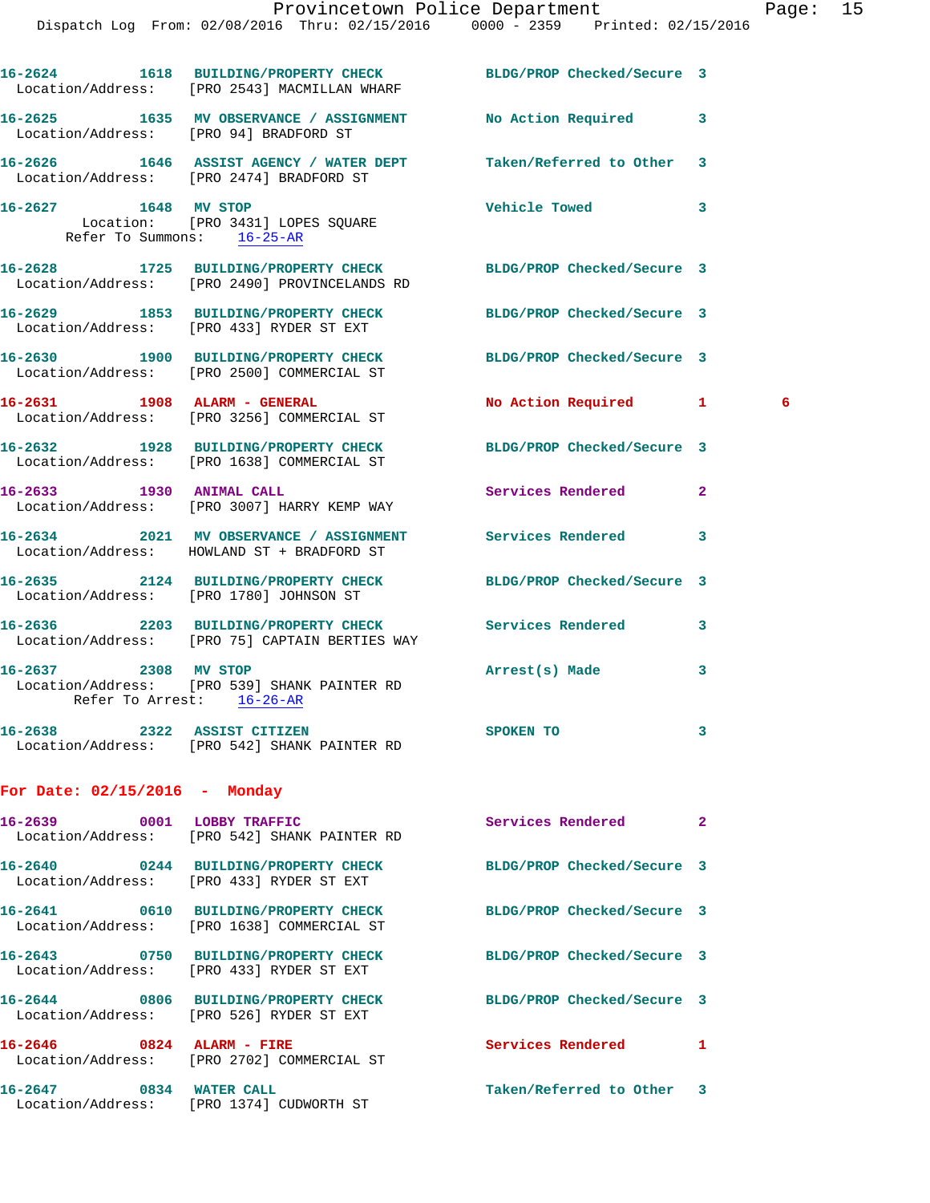16-2624 1618 BUILDING/PROPERTY CHECK BLDG/PROP Checked/Secure 3
Location/Address: [PRO 2543] MACMILLAN WHARF

16-2625 1635 MV OBSERVATION / ASSIGNMENT No Action Required 3
Location/Address: [PRO 94] BRADFORD ST

16-2626 1646 ASSIST AGENCY / WATER DEPT Taken/Referred to Other 3
Location/Address: [PRO 2474] BRADFORD ST

16-2627 1648 MV STOP Vehicle Towed 3
Location: [PRO 3431] LOPES SQUARE
Refer To Summons: 16-25-AR

16-2628 1725 BUILDING/PROPERTY CHECK BLDG/PROP Checked/Secure 3
Location/Address: [PRO 2490] PROVINCELANDS RD

16-2629 1853 BUILDING/PROPERTY CHECK BLDG/PROP Checked/Secure 3
Location/Address: [PRO 433] RYDER ST EXT

16-2630 1900 BUILDING/PROPERTY CHECK BLDG/PROP Checked/Secure 3
Location/Address: [PRO 2500] COMMERCIAL ST

16-2631 1908 ALARM - GENERAL No Action Required 1 6
Location/Address: [PRO 3256] COMMERCIAL ST

16-2632 1928 BUILDING/PROPERTY CHECK BLDG/PROP Checked/Secure 3
Location/Address: [PRO 1638] COMMERCIAL ST

16-2633 1930 ANIMAL CALL Services Rendered 2
Location/Address: [PRO 3007] HARRY KEMP WAY

16-2634 2021 MV OBSERVATION / ASSIGNMENT Services Rendered 3
Location/Address: HOWLAND ST + BRADFORD ST

16-2635 2124 BUILDING/PROPERTY CHECK BLDG/PROP Checked/Secure 3
Location/Address: [PRO 1780] JOHNSON ST

16-2636 2203 BUILDING/PROPERTY CHECK Services Rendered 3
Location/Address: [PRO 75] CAPTAIN BERTIES WAY

16-2637 2308 MV STOP Arrest(s) Made 3
Location/Address: [PRO 539] SHANK PAINTER RD
Refer To Arrest: 16-26-AR

16-2638 2322 ASSIST CITIZEN SPOKEN TO 3
Location/Address: [PRO 542] SHANK PAINTER RD

**For Date: 02/15/2016 - Monday**

16-2639 0001 LOBBY TRAFFIC Services Rendered 2
Location/Address: [PRO 542] SHANK PAINTER RD

16-2640 0244 BUILDING/PROPERTY CHECK BLDG/PROP Checked/Secure 3
Location/Address: [PRO 433] RYDER ST EXT

16-2641 0610 BUILDING/PROPERTY CHECK BLDG/PROP Checked/Secure 3
Location/Address: [PRO 1638] COMMERCIAL ST

16-2643 0750 BUILDING/PROPERTY CHECK BLDG/PROP Checked/Secure 3
Location/Address: [PRO 433] RYDER ST EXT

16-2644 0806 BUILDING/PROPERTY CHECK BLDG/PROP Checked/Secure 3
Location/Address: [PRO 526] RYDER ST EXT

16-2646 0824 ALARM - FIRE Services Rendered 1
Location/Address: [PRO 2702] COMMERCIAL ST

16-2647 0834 WATER CALL Taken/Referred to Other 3
Location/Address: [PRO 1374] CUDWORTH ST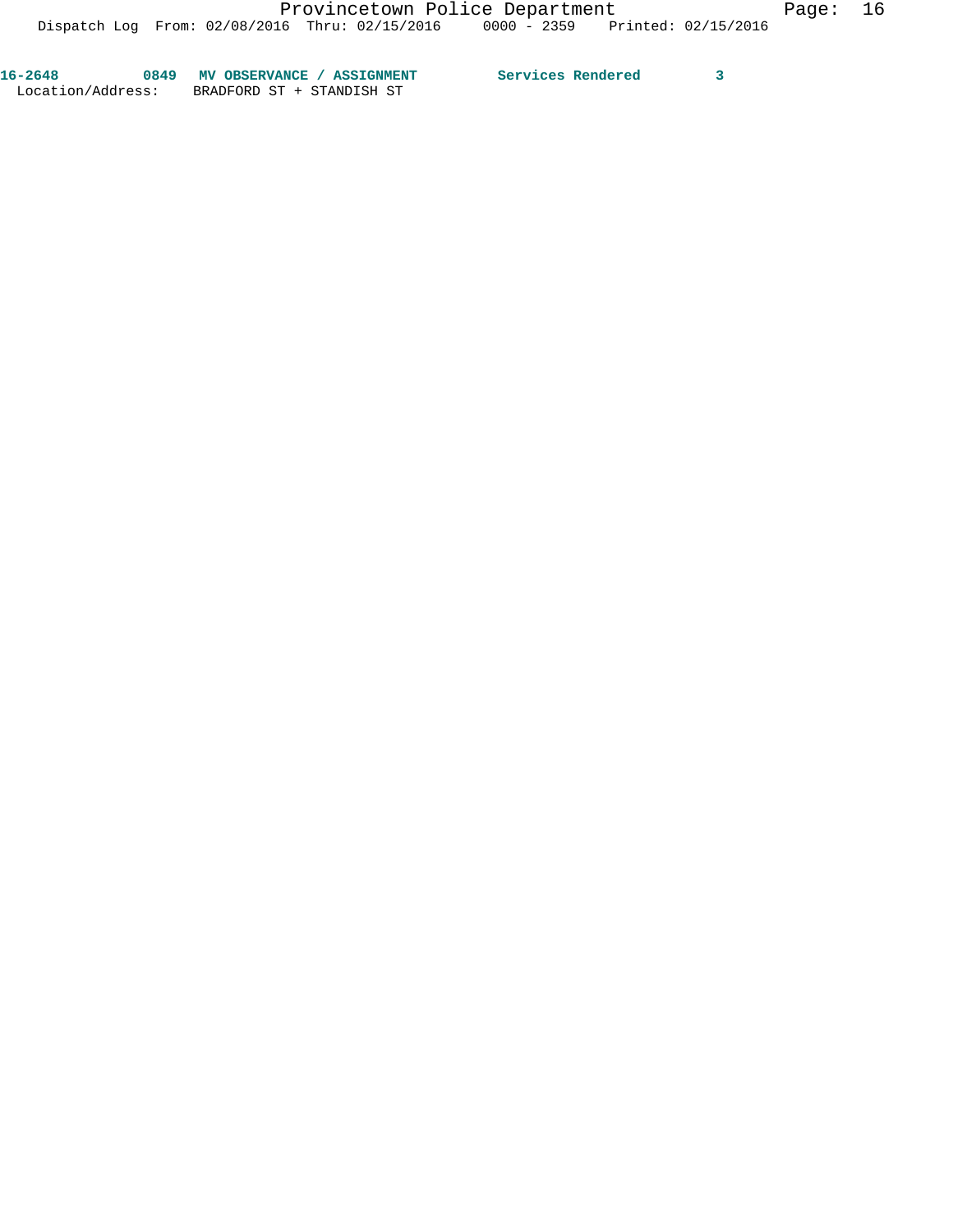**16-2648 0849 MV OBSERVANCE / ASSIGNMENT Services Rendered 3**

Location/Address: BRADFORD ST + STANDISH ST